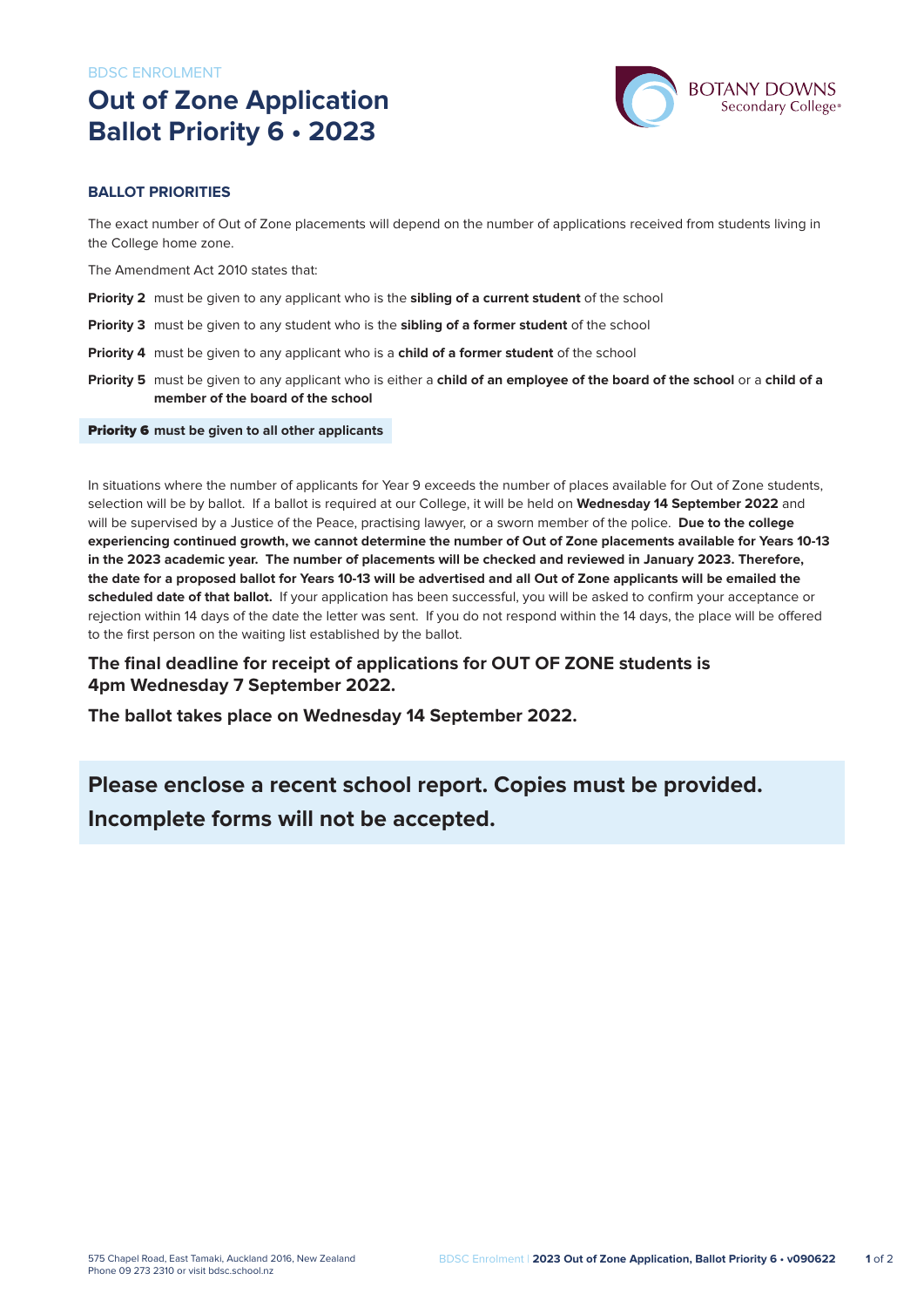BDSC ENROLMENT

# Out of Zone Application Ballot Priority 6 • 2023

BOTANY DOWNS Secondary College®

## BALLOT PRIORITIES

The exact number of Out of Zone placements will depend on the number of applications received from students living in the College home zone.

The Amendment Act 2010 states that:

**Priority 2** must be given to any applicant who is the **sibling of a current student** of the school

**Priority 3** must be given to any student who is the **sibling of a former student** of the school

**Priority 4** must be given to any applicant who is a **child of a former student** of the school

**Priority 5** must be given to any applicant who is either a **child of an employee of the board of the school** or a **child of a member of the board of the school**

**Priority 6 must be given to all other applicants**

In situations where the number of applicants for Year 9 exceeds the number of places available for Out of Zone students, selection will be by ballot. If a ballot is required at our College, it will be held on **Wednesday 14 September 2022** and will be supervised by a Justice of the Peace, practising lawyer, or a sworn member of the police. **Due to the college experiencing continued growth, we cannot determine the number of Out of Zone placements available for Years 10-13 in the 2023 academic year. The number of placements will be checked and reviewed in January 2023. Therefore, the date for a proposed ballot for Years 10-13 will be advertised and all Out of Zone applicants will be emailed the scheduled date of that ballot.** If your application has been successful, you will be asked to confirm your acceptance or rejection within 14 days of the date the letter was sent. If you do not respond within the 14 days, the place will be offered to the first person on the waiting list established by the ballot.

**The final deadline for receipt of applications for OUT OF ZONE students is 4pm Wednesday 7 September 2022.**

**The ballot takes place on Wednesday 14 September 2022.**

**Please enclose a recent school report. Copies must be provided. Incomplete forms will not be accepted.**

575 Chapel Road, East Tamaki, Auckland 2016, New Zealand
Phone 09 273 2310 or visit bdsc.school.nz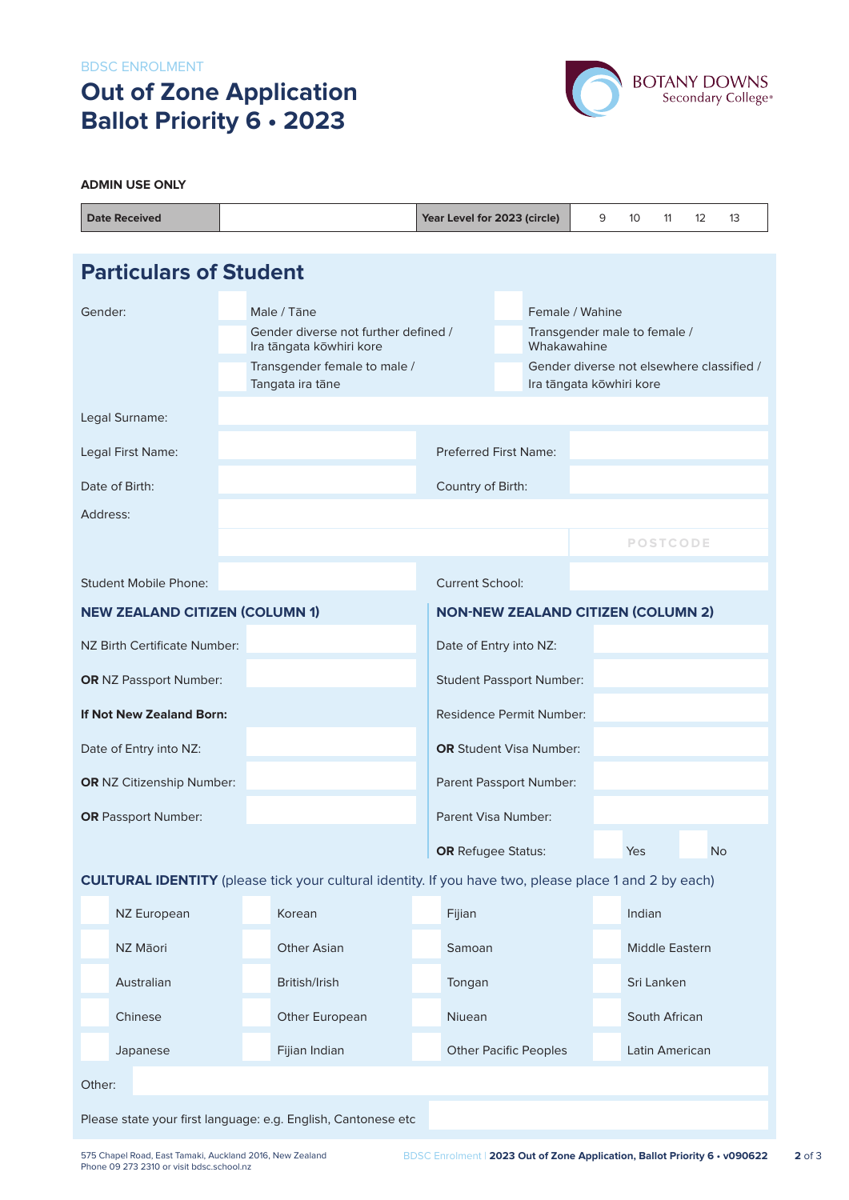BDSC ENROLMENT

# Out of Zone Application Ballot Priority 6 • 2023

BOTANY DOWNS Secondary College

**ADMIN USE ONLY**

| Date Received | | Year Level for 2023 (circle) | 9 10 11 12 13 |
|---|---|---|---|

## Particulars of Student

Gender:

- Male / Tāne
- Female / Wahine
- Gender diverse not further defined / Ira tāngata kōwhiri kore
- Transgender male to female / Whakawahine
- Transgender female to male / Tangata ira tāne
- Gender diverse not elsewhere classified / Ira tāngata kōwhiri kore

Legal Surname:

Legal First Name: Preferred First Name:

Date of Birth: Country of Birth:

Address:

POSTCODE

Student Mobile Phone: Current School:

**NEW ZEALAND CITIZEN (COLUMN 1)**

NZ Birth Certificate Number:

**OR** NZ Passport Number:

**If Not New Zealand Born:**

Date of Entry into NZ:

**OR** NZ Citizenship Number:

**OR** Passport Number:

**NON-NEW ZEALAND CITIZEN (COLUMN 2)**

Date of Entry into NZ:

Student Passport Number:

Residence Permit Number:

**OR** Student Visa Number:

Parent Passport Number:

Parent Visa Number:

**OR** Refugee Status: Yes No

**CULTURAL IDENTITY** (please tick your cultural identity. If you have two, please place 1 and 2 by each)

| | | | |
|---|---|---|---|
| NZ European | Korean | Fijian | Indian |
| NZ Māori | Other Asian | Samoan | Middle Eastern |
| Australian | British/Irish | Tongan | Sri Lanken |
| Chinese | Other European | Niuean | South African |
| Japanese | Fijian Indian | Other Pacific Peoples | Latin American |

Other:

Please state your first language: e.g. English, Cantonese etc

575 Chapel Road, East Tamaki, Auckland 2016, New Zealand
Phone 09 273 2310 or visit bdsc.school.nz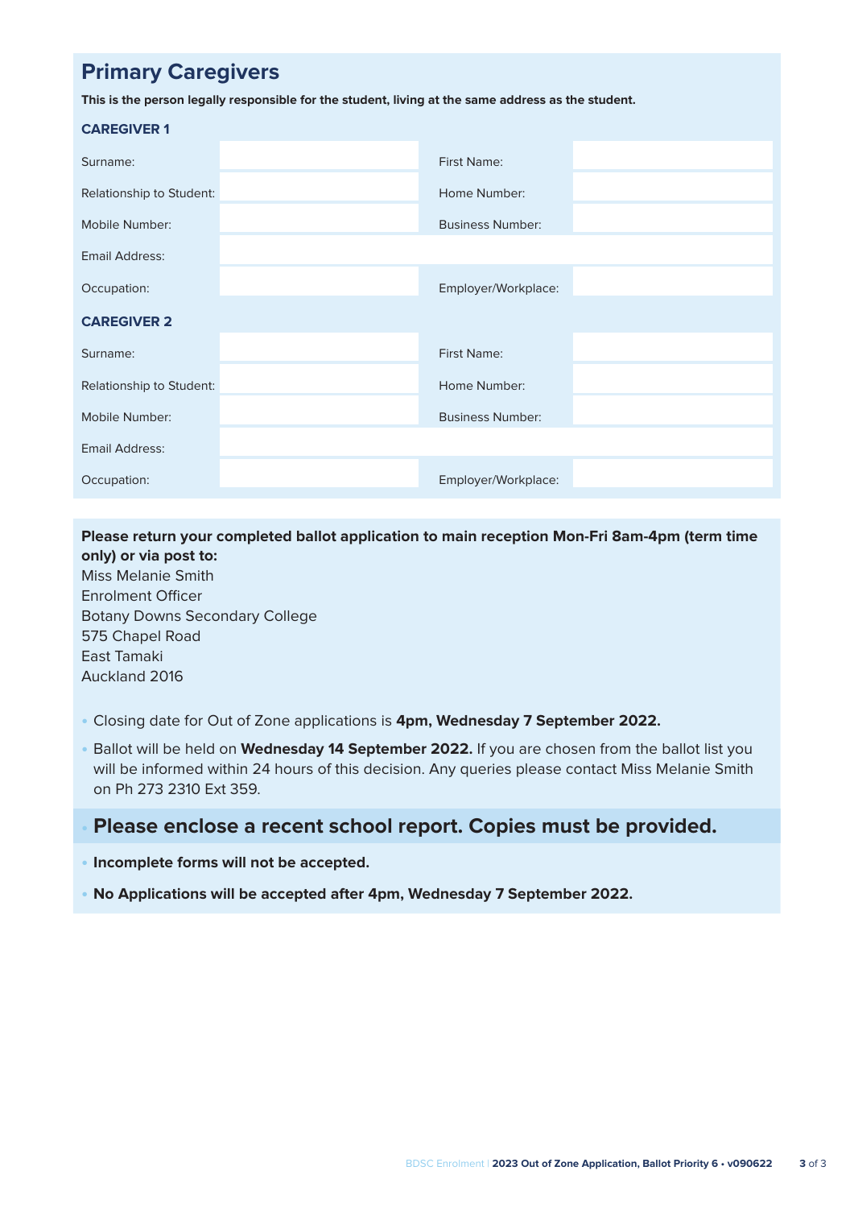## Primary Caregivers

**This is the person legally responsible for the student, living at the same address as the student.**

### CAREGIVER 1

| | | | |
|---|---|---|---|
| Surname: | | First Name: | |
| Relationship to Student: | | Home Number: | |
| Mobile Number: | | Business Number: | |
| Email Address: | | | |
| Occupation: | | Employer/Workplace: | |

### CAREGIVER 2

| | | | |
|---|---|---|---|
| Surname: | | First Name: | |
| Relationship to Student: | | Home Number: | |
| Mobile Number: | | Business Number: | |
| Email Address: | | | |
| Occupation: | | Employer/Workplace: | |

**Please return your completed ballot application to main reception Mon-Fri 8am-4pm (term time only) or via post to:**

Miss Melanie Smith
Enrolment Officer
Botany Downs Secondary College
575 Chapel Road
East Tamaki
Auckland 2016

- Closing date for Out of Zone applications is **4pm, Wednesday 7 September 2022.**
- Ballot will be held on **Wednesday 14 September 2022.** If you are chosen from the ballot list you will be informed within 24 hours of this decision. Any queries please contact Miss Melanie Smith on Ph 273 2310 Ext 359.
- **Please enclose a recent school report. Copies must be provided.**
- **Incomplete forms will not be accepted.**
- **No Applications will be accepted after 4pm, Wednesday 7 September 2022.**